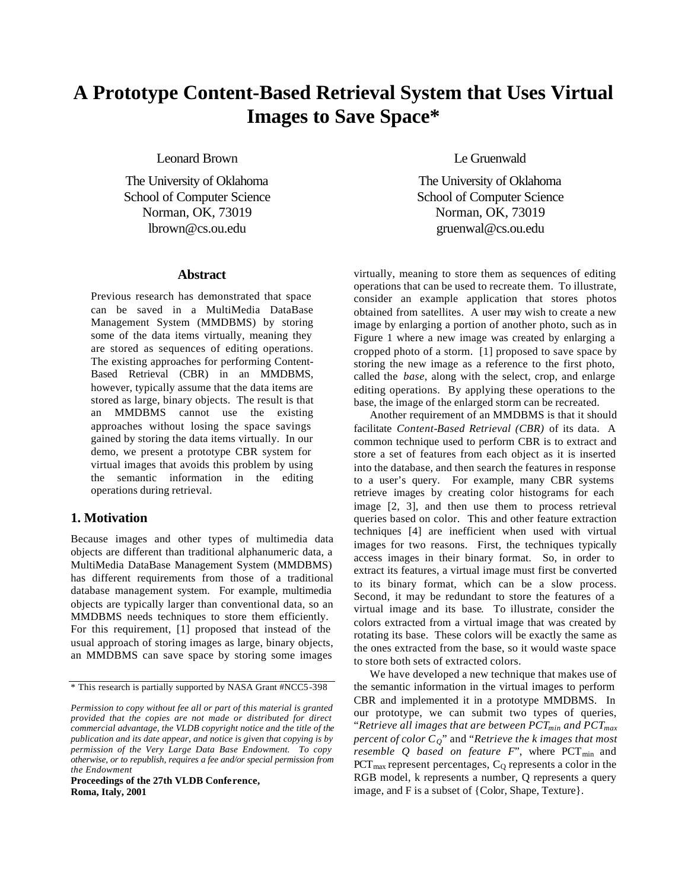# A Prototype Content-Based Retrieval System that Uses Virtual Images to Save Space*

Leonard Brown
The University of Oklahoma
School of Computer Science
Norman, OK, 73019
lbrown@cs.ou.edu

Le Gruenwald
The University of Oklahoma
School of Computer Science
Norman, OK, 73019
gruenwal@cs.ou.edu

## Abstract

Previous research has demonstrated that space can be saved in a MultiMedia DataBase Management System (MMDBMS) by storing some of the data items virtually, meaning they are stored as sequences of editing operations. The existing approaches for performing Content-Based Retrieval (CBR) in an MMDBMS, however, typically assume that the data items are stored as large, binary objects. The result is that an MMDBMS cannot use the existing approaches without losing the space savings gained by storing the data items virtually. In our demo, we present a prototype CBR system for virtual images that avoids this problem by using the semantic information in the editing operations during retrieval.

## 1. Motivation

Because images and other types of multimedia data objects are different than traditional alphanumeric data, a MultiMedia DataBase Management System (MMDBMS) has different requirements from those of a traditional database management system. For example, multimedia objects are typically larger than conventional data, so an MMDBMS needs techniques to store them efficiently. For this requirement, [1] proposed that instead of the usual approach of storing images as large, binary objects, an MMDBMS can save space by storing some images virtually, meaning to store them as sequences of editing operations that can be used to recreate them. To illustrate, consider an example application that stores photos obtained from satellites. A user may wish to create a new image by enlarging a portion of another photo, such as in Figure 1 where a new image was created by enlarging a cropped photo of a storm. [1] proposed to save space by storing the new image as a reference to the first photo, called the *base*, along with the select, crop, and enlarge editing operations. By applying these operations to the base, the image of the enlarged storm can be recreated.

Another requirement of an MMDBMS is that it should facilitate *Content-Based Retrieval (CBR)* of its data. A common technique used to perform CBR is to extract and store a set of features from each object as it is inserted into the database, and then search the features in response to a user's query. For example, many CBR systems retrieve images by creating color histograms for each image [2, 3], and then use them to process retrieval queries based on color. This and other feature extraction techniques [4] are inefficient when used with virtual images for two reasons. First, the techniques typically access images in their binary format. So, in order to extract its features, a virtual image must first be converted to its binary format, which can be a slow process. Second, it may be redundant to store the features of a virtual image and its base. To illustrate, consider the colors extracted from a virtual image that was created by rotating its base. These colors will be exactly the same as the ones extracted from the base, so it would waste space to store both sets of extracted colors.

We have developed a new technique that makes use of the semantic information in the virtual images to perform CBR and implemented it in a prototype MMDBMS. In our prototype, we can submit two types of queries, "*Retrieve all images that are between $PCT_{min}$ and $PCT_{max}$ percent of color $C_Q$*" and "*Retrieve the k images that most resemble Q based on feature F*", where $PCT_{min}$ and $PCT_{max}$ represent percentages, $C_Q$ represents a color in the RGB model, k represents a number, Q represents a query image, and F is a subset of {Color, Shape, Texture}.

---

\* This research is partially supported by NASA Grant #NCC5-398

*Permission to copy without fee all or part of this material is granted provided that the copies are not made or distributed for direct commercial advantage, the VLDB copyright notice and the title of the publication and its date appear, and notice is given that copying is by permission of the Very Large Data Base Endowment. To copy otherwise, or to republish, requires a fee and/or special permission from the Endowment*

**Proceedings of the 27th VLDB Conference, Roma, Italy, 2001**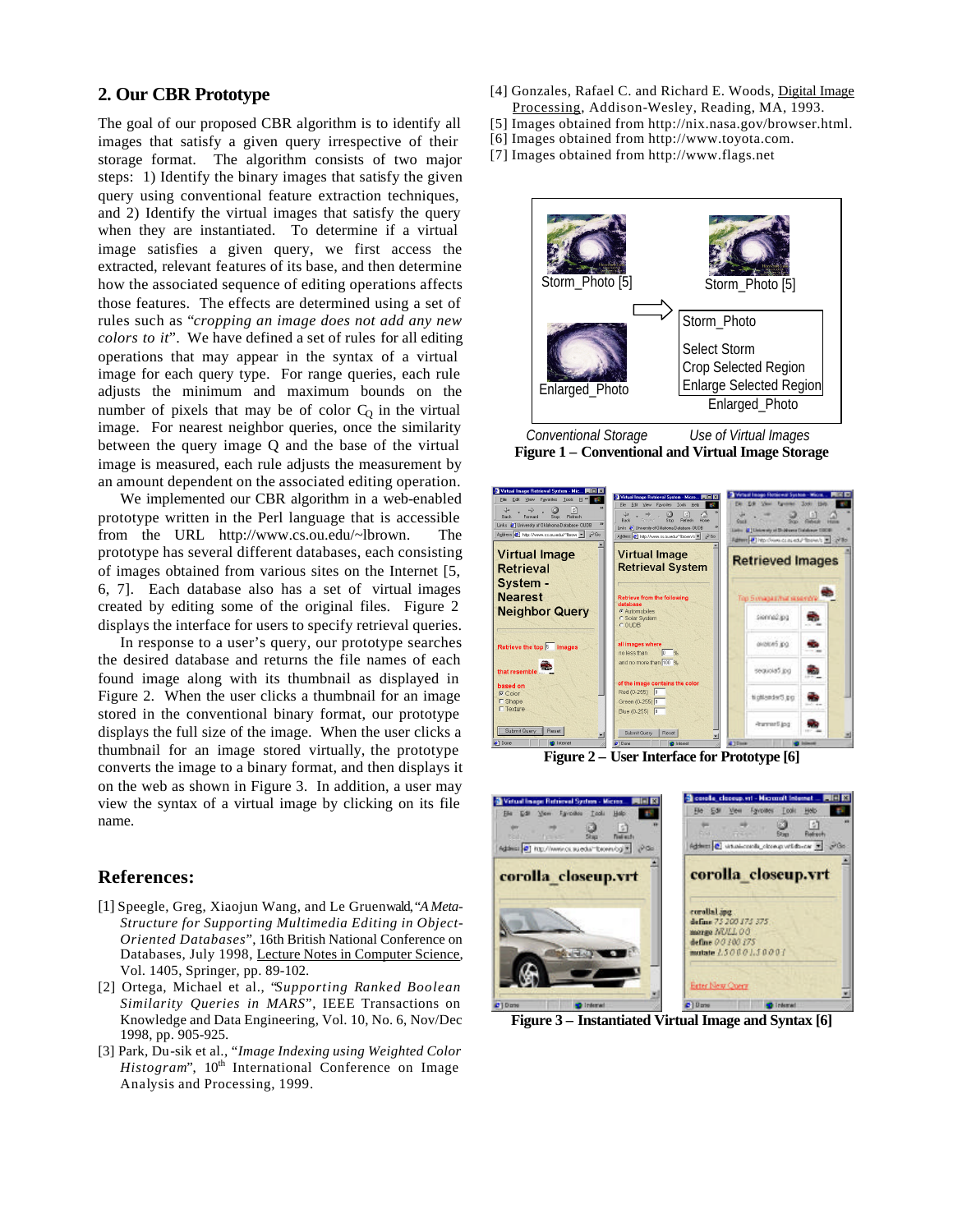## 2. Our CBR Prototype

The goal of our proposed CBR algorithm is to identify all images that satisfy a given query irrespective of their storage format. The algorithm consists of two major steps: 1) Identify the binary images that satisfy the given query using conventional feature extraction techniques, and 2) Identify the virtual images that satisfy the query when they are instantiated. To determine if a virtual image satisfies a given query, we first access the extracted, relevant features of its base, and then determine how the associated sequence of editing operations affects those features. The effects are determined using a set of rules such as "*cropping an image does not add any new colors to it*". We have defined a set of rules for all editing operations that may appear in the syntax of a virtual image for each query type. For range queries, each rule adjusts the minimum and maximum bounds on the number of pixels that may be of color $C_Q$ in the virtual image. For nearest neighbor queries, once the similarity between the query image Q and the base of the virtual image is measured, each rule adjusts the measurement by an amount dependent on the associated editing operation.

We implemented our CBR algorithm in a web-enabled prototype written in the Perl language that is accessible from the URL http://www.cs.ou.edu/~lbrown. The prototype has several different databases, each consisting of images obtained from various sites on the Internet [5, 6, 7]. Each database also has a set of virtual images created by editing some of the original files. Figure 2 displays the interface for users to specify retrieval queries.

In response to a user's query, our prototype searches the desired database and returns the file names of each found image along with its thumbnail as displayed in Figure 2. When the user clicks a thumbnail for an image stored in the conventional binary format, our prototype displays the full size of the image. When the user clicks a thumbnail for an image stored virtually, the prototype converts the image to a binary format, and then displays it on the web as shown in Figure 3. In addition, a user may view the syntax of a virtual image by clicking on its file name.

## References:

[1] Speegle, Greg, Xiaojun Wang, and Le Gruenwald, "*A Meta-Structure for Supporting Multimedia Editing in Object-Oriented Databases*", 16th British National Conference on Databases, July 1998, Lecture Notes in Computer Science, Vol. 1405, Springer, pp. 89-102.

[2] Ortega, Michael et al., "*Supporting Ranked Boolean Similarity Queries in MARS*", IEEE Transactions on Knowledge and Data Engineering, Vol. 10, No. 6, Nov/Dec 1998, pp. 905-925.

[3] Park, Du-sik et al., "*Image Indexing using Weighted Color Histogram*", 10th International Conference on Image Analysis and Processing, 1999.

[4] Gonzales, Rafael C. and Richard E. Woods, Digital Image Processing, Addison-Wesley, Reading, MA, 1993.

[5] Images obtained from http://nix.nasa.gov/browser.html.

[6] Images obtained from http://www.toyota.com.

[7] Images obtained from http://www.flags.net

Storm_Photo [5]

Enlarged_Photo

Storm_Photo [5]

Storm_Photo
Select Storm
Crop Selected Region
Enlarge Selected Region
Enlarged_Photo

*Conventional Storage* *Use of Virtual Images*

**Figure 1 – Conventional and Virtual Image Storage**

**Figure 2 – User Interface for Prototype [6]**

**Figure 3 – Instantiated Virtual Image and Syntax [6]**